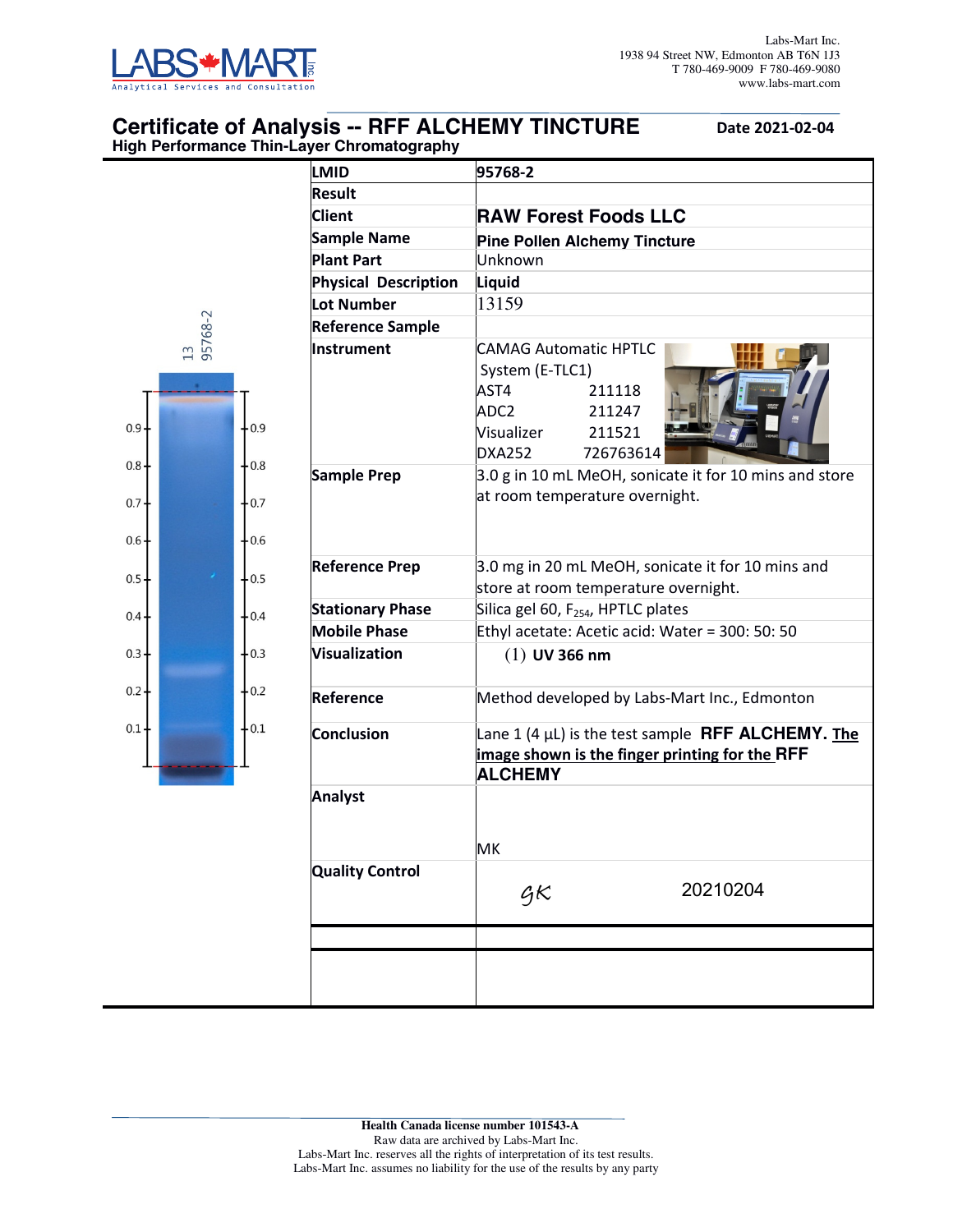Labs-Mart Inc.
1938 94 Street NW, Edmonton AB T6N 1J3
T 780-469-9009 F 780-469-9080
www.labs-mart.com

# Certificate of Analysis -- RFF ALCHEMY TINCTURE

**Date 2021-02-04**

## High Performance Thin-Layer Chromatography

| | |
|---|---|
| **LMID** | **95768-2** |
| **Result** | |
| **Client** | **RAW Forest Foods LLC** |
| **Sample Name** | **Pine Pollen Alchemy Tincture** |
| **Plant Part** | Unknown |
| **Physical Description** | **Liquid** |
| **Lot Number** | 13159 |
| **Reference Sample** | |
| **Instrument** | CAMAG Automatic HPTLC System (E-TLC1)<br>AST4 211118<br>ADC2 211247<br>Visualizer 211521<br>DXA252 726763614 |
| **Sample Prep** | 3.0 g in 10 mL MeOH, sonicate it for 10 mins and store at room temperature overnight. |
| **Reference Prep** | 3.0 mg in 20 mL MeOH, sonicate it for 10 mins and store at room temperature overnight. |
| **Stationary Phase** | Silica gel 60, $F_{254}$, HPTLC plates |
| **Mobile Phase** | Ethyl acetate: Acetic acid: Water = 300: 50: 50 |
| **Visualization** | (1) **UV 366 nm** |
| **Reference** | Method developed by Labs-Mart Inc., Edmonton |
| **Conclusion** | Lane 1 (4 µL) is the test sample **RFF ALCHEMY.** **The image shown is the finger printing for the RFF ALCHEMY** |
| **Analyst** | MK |
| **Quality Control** | GK 20210204 |

Lane label: 13 95768-2 (Rf scale 0.1–0.9)

**Health Canada license number 101543-A**
Raw data are archived by Labs-Mart Inc.
Labs-Mart Inc. reserves all the rights of interpretation of its test results.
Labs-Mart Inc. assumes no liability for the use of the results by any party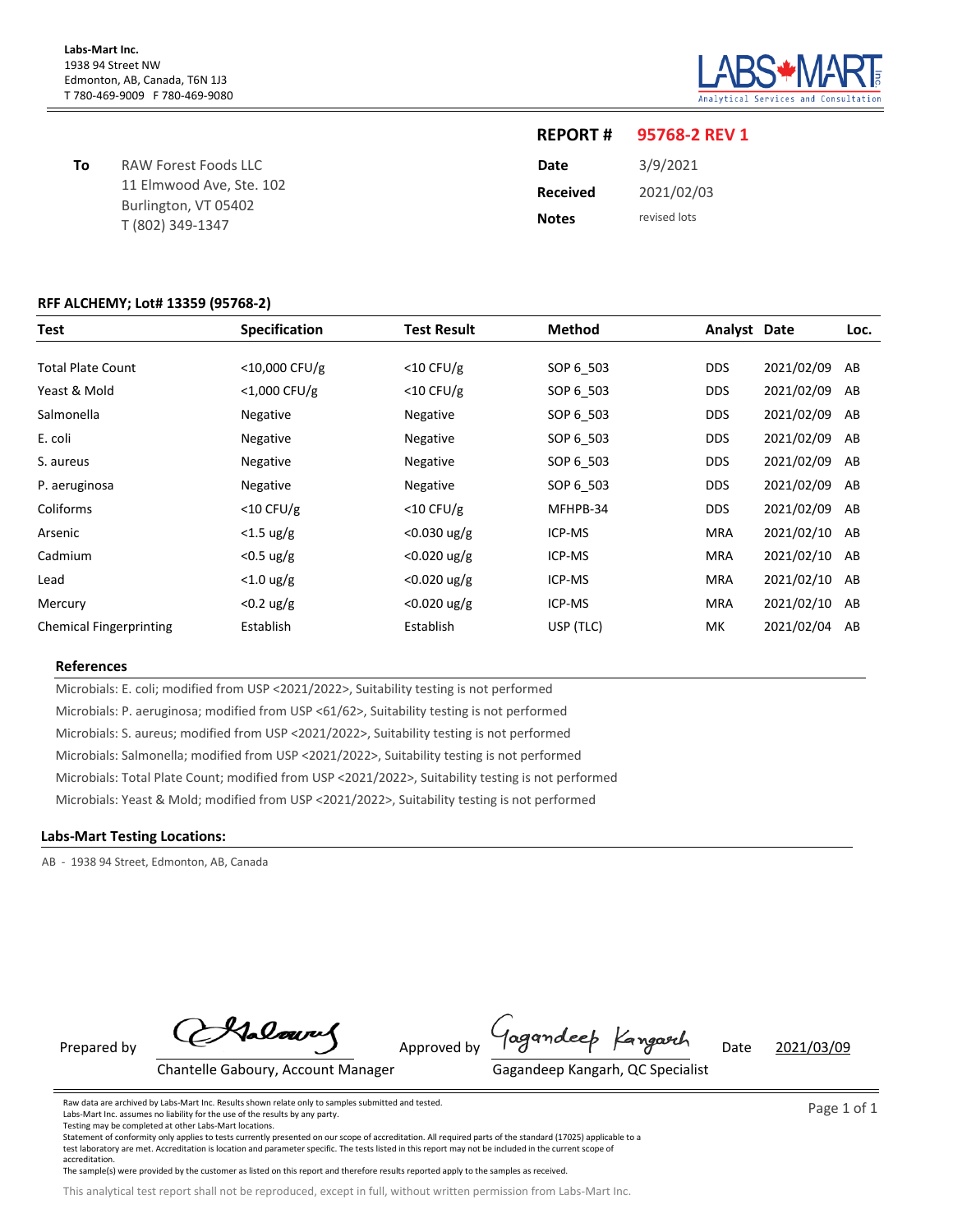**Labs-Mart Inc.**
1938 94 Street NW
Edmonton, AB, Canada, T6N 1J3
T 780-469-9009 F 780-469-9080

LABS MART Inc.
Analytical Services and Consultation

| | |
|---|---|
| **REPORT #** | **95768-2 REV 1** |
| **Date** | 3/9/2021 |
| **Received** | 2021/02/03 |
| **Notes** | revised lots |

**To** RAW Forest Foods LLC
11 Elmwood Ave, Ste. 102
Burlington, VT 05402
T (802) 349-1347

**RFF ALCHEMY; Lot# 13359 (95768-2)**

| Test | Specification | Test Result | Method | Analyst | Date | Loc. |
|---|---|---|---|---|---|---|
| Total Plate Count | <10,000 CFU/g | <10 CFU/g | SOP 6_503 | DDS | 2021/02/09 | AB |
| Yeast & Mold | <1,000 CFU/g | <10 CFU/g | SOP 6_503 | DDS | 2021/02/09 | AB |
| Salmonella | Negative | Negative | SOP 6_503 | DDS | 2021/02/09 | AB |
| E. coli | Negative | Negative | SOP 6_503 | DDS | 2021/02/09 | AB |
| S. aureus | Negative | Negative | SOP 6_503 | DDS | 2021/02/09 | AB |
| P. aeruginosa | Negative | Negative | SOP 6_503 | DDS | 2021/02/09 | AB |
| Coliforms | <10 CFU/g | <10 CFU/g | MFHPB-34 | DDS | 2021/02/09 | AB |
| Arsenic | <1.5 ug/g | <0.030 ug/g | ICP-MS | MRA | 2021/02/10 | AB |
| Cadmium | <0.5 ug/g | <0.020 ug/g | ICP-MS | MRA | 2021/02/10 | AB |
| Lead | <1.0 ug/g | <0.020 ug/g | ICP-MS | MRA | 2021/02/10 | AB |
| Mercury | <0.2 ug/g | <0.020 ug/g | ICP-MS | MRA | 2021/02/10 | AB |
| Chemical Fingerprinting | Establish | Establish | USP (TLC) | MK | 2021/02/04 | AB |

**References**

Microbials: E. coli; modified from USP <2021/2022>, Suitability testing is not performed
Microbials: P. aeruginosa; modified from USP <61/62>, Suitability testing is not performed
Microbials: S. aureus; modified from USP <2021/2022>, Suitability testing is not performed
Microbials: Salmonella; modified from USP <2021/2022>, Suitability testing is not performed
Microbials: Total Plate Count; modified from USP <2021/2022>, Suitability testing is not performed
Microbials: Yeast & Mold; modified from USP <2021/2022>, Suitability testing is not performed

**Labs-Mart Testing Locations:**

AB - 1938 94 Street, Edmonton, AB, Canada

Prepared by Chantelle Gaboury, Account Manager

Approved by Gagandeep Kangarh, QC Specialist

Date 2021/03/09

Raw data are archived by Labs-Mart Inc. Results shown relate only to samples submitted and tested.
Labs-Mart Inc. assumes no liability for the use of the results by any party.
Testing may be completed at other Labs-Mart locations.
Statement of conformity only applies to tests currently presented on our scope of accreditation. All required parts of the standard (17025) applicable to a test laboratory are met. Accreditation is location and parameter specific. The tests listed in this report may not be included in the current scope of accreditation.
The sample(s) were provided by the customer as listed on this report and therefore results reported apply to the samples as received.

This analytical test report shall not be reproduced, except in full, without written permission from Labs-Mart Inc.